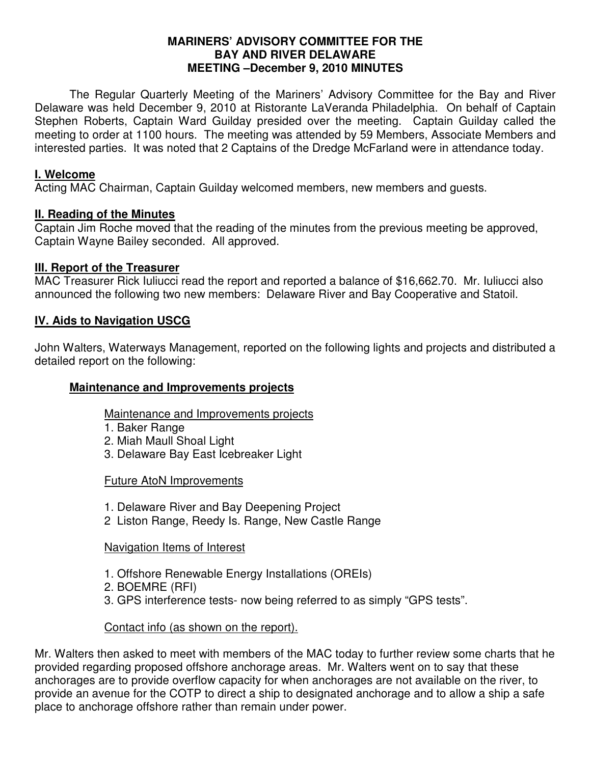**MARINERS' ADVISORY COMMITTEE FOR THE BAY AND RIVER DELAWARE MEETING –December 9, 2010 MINUTES**

The Regular Quarterly Meeting of the Mariners' Advisory Committee for the Bay and River Delaware was held December 9, 2010 at Ristorante LaVeranda Philadelphia. On behalf of Captain Stephen Roberts, Captain Ward Guilday presided over the meeting. Captain Guilday called the meeting to order at 1100 hours. The meeting was attended by 59 Members, Associate Members and interested parties. It was noted that 2 Captains of the Dredge McFarland were in attendance today.

## I. Welcome

Acting MAC Chairman, Captain Guilday welcomed members, new members and guests.

## II. Reading of the Minutes

Captain Jim Roche moved that the reading of the minutes from the previous meeting be approved, Captain Wayne Bailey seconded. All approved.

## III. Report of the Treasurer

MAC Treasurer Rick Iuliucci read the report and reported a balance of $16,662.70. Mr. Iuliucci also announced the following two new members: Delaware River and Bay Cooperative and Statoil.

## IV. Aids to Navigation USCG

John Walters, Waterways Management, reported on the following lights and projects and distributed a detailed report on the following:

### Maintenance and Improvements projects

Maintenance and Improvements projects

1. Baker Range
2. Miah Maull Shoal Light
3. Delaware Bay East Icebreaker Light

Future AtoN Improvements

1. Delaware River and Bay Deepening Project
2. Liston Range, Reedy Is. Range, New Castle Range

Navigation Items of Interest

1. Offshore Renewable Energy Installations (OREIs)
2. BOEMRE (RFI)
3. GPS interference tests- now being referred to as simply "GPS tests".

Contact info (as shown on the report).

Mr. Walters then asked to meet with members of the MAC today to further review some charts that he provided regarding proposed offshore anchorage areas. Mr. Walters went on to say that these anchorages are to provide overflow capacity for when anchorages are not available on the river, to provide an avenue for the COTP to direct a ship to designated anchorage and to allow a ship a safe place to anchorage offshore rather than remain under power.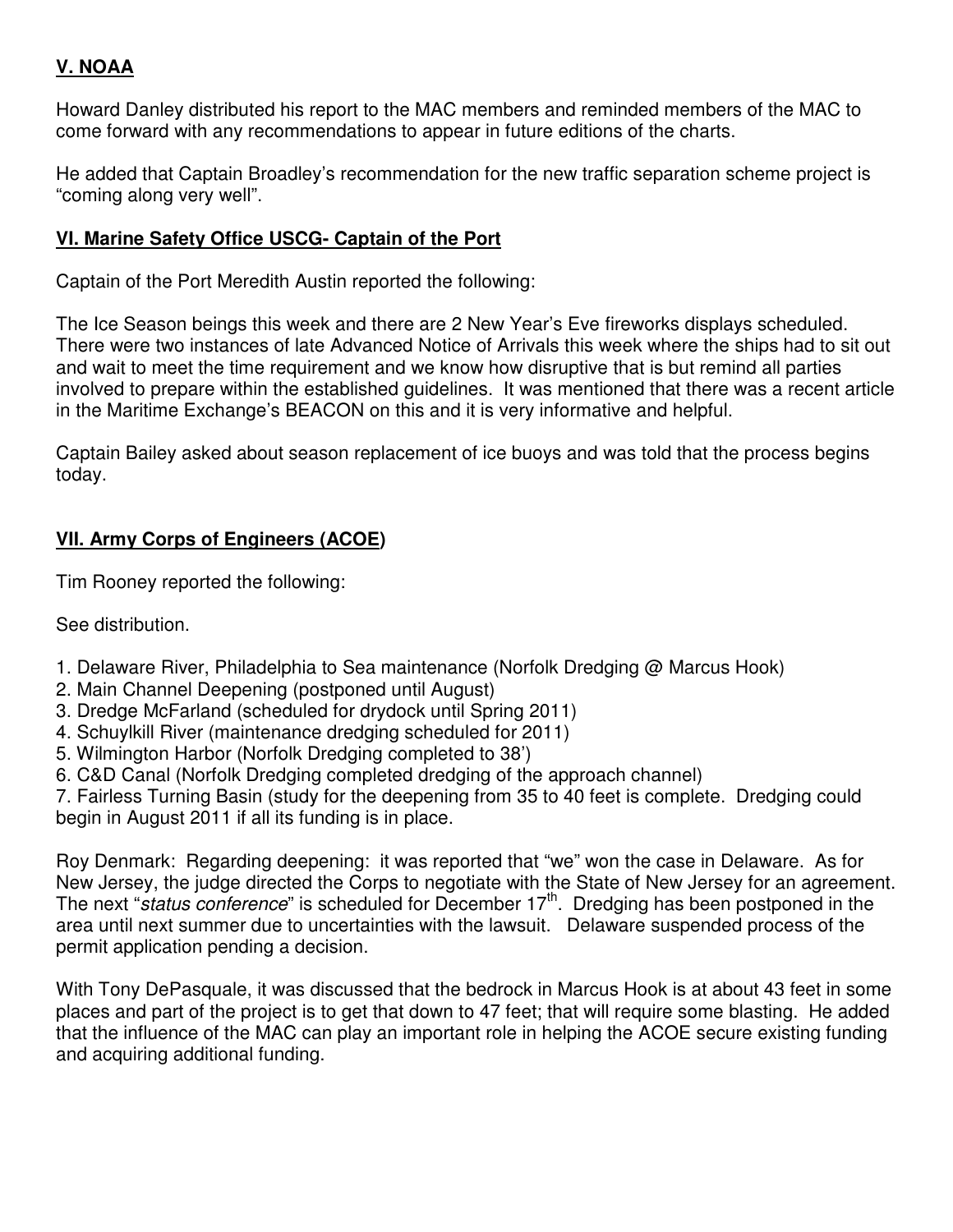## V. NOAA

Howard Danley distributed his report to the MAC members and reminded members of the MAC to come forward with any recommendations to appear in future editions of the charts.

He added that Captain Broadley's recommendation for the new traffic separation scheme project is "coming along very well".

## VI. Marine Safety Office USCG- Captain of the Port

Captain of the Port Meredith Austin reported the following:

The Ice Season beings this week and there are 2 New Year's Eve fireworks displays scheduled. There were two instances of late Advanced Notice of Arrivals this week where the ships had to sit out and wait to meet the time requirement and we know how disruptive that is but remind all parties involved to prepare within the established guidelines. It was mentioned that there was a recent article in the Maritime Exchange's BEACON on this and it is very informative and helpful.

Captain Bailey asked about season replacement of ice buoys and was told that the process begins today.

## VII. Army Corps of Engineers (ACOE)

Tim Rooney reported the following:

See distribution.

1. Delaware River, Philadelphia to Sea maintenance (Norfolk Dredging @ Marcus Hook)
2. Main Channel Deepening (postponed until August)
3. Dredge McFarland (scheduled for drydock until Spring 2011)
4. Schuylkill River (maintenance dredging scheduled for 2011)
5. Wilmington Harbor (Norfolk Dredging completed to 38')
6. C&D Canal (Norfolk Dredging completed dredging of the approach channel)
7. Fairless Turning Basin (study for the deepening from 35 to 40 feet is complete. Dredging could begin in August 2011 if all its funding is in place.

Roy Denmark: Regarding deepening: it was reported that "we" won the case in Delaware. As for New Jersey, the judge directed the Corps to negotiate with the State of New Jersey for an agreement. The next "*status conference*" is scheduled for December 17th. Dredging has been postponed in the area until next summer due to uncertainties with the lawsuit. Delaware suspended process of the permit application pending a decision.

With Tony DePasquale, it was discussed that the bedrock in Marcus Hook is at about 43 feet in some places and part of the project is to get that down to 47 feet; that will require some blasting. He added that the influence of the MAC can play an important role in helping the ACOE secure existing funding and acquiring additional funding.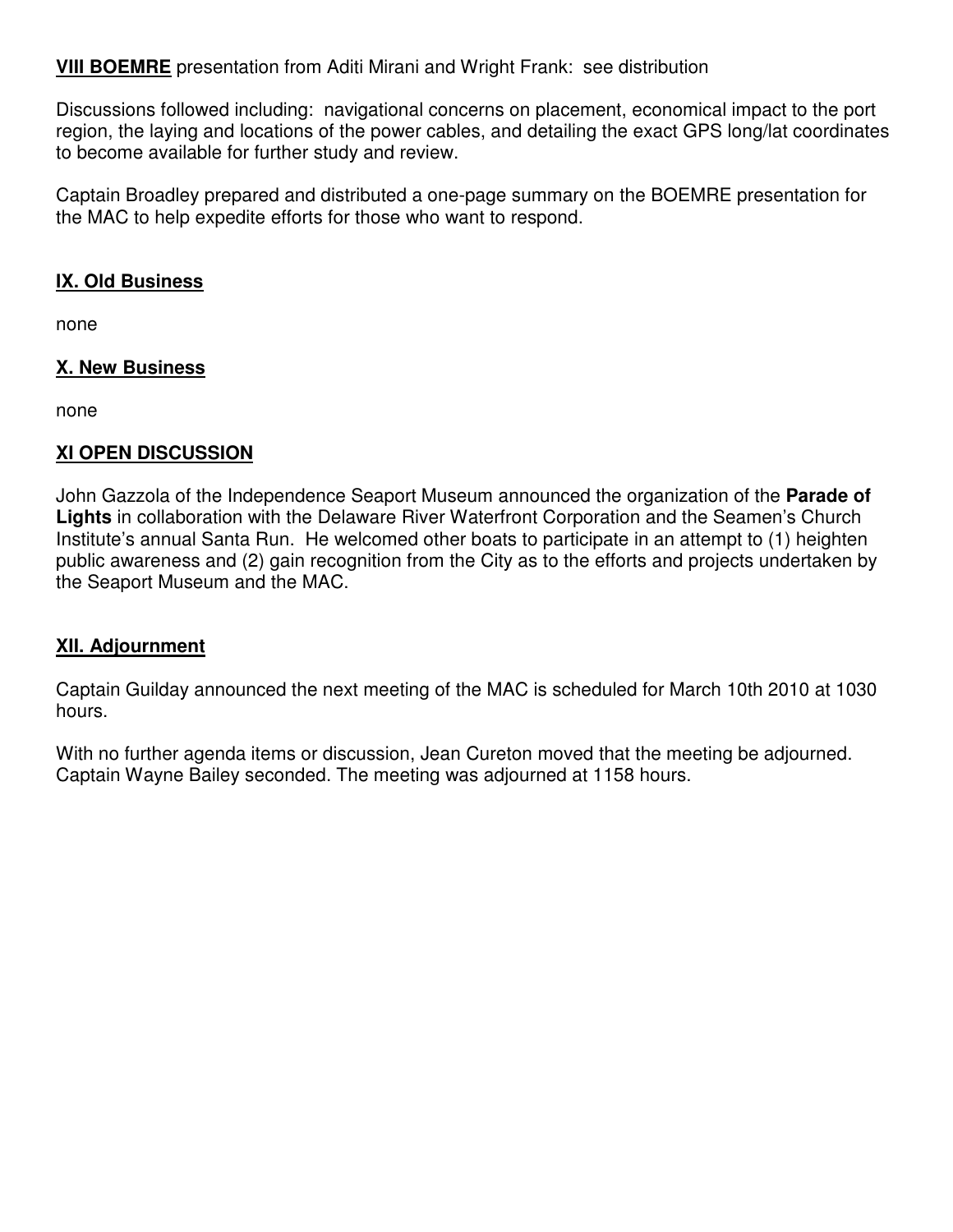**VIII BOEMRE** presentation from Aditi Mirani and Wright Frank: see distribution

Discussions followed including: navigational concerns on placement, economical impact to the port region, the laying and locations of the power cables, and detailing the exact GPS long/lat coordinates to become available for further study and review.

Captain Broadley prepared and distributed a one-page summary on the BOEMRE presentation for the MAC to help expedite efforts for those who want to respond.

## IX. Old Business

none

## X. New Business

none

## XI OPEN DISCUSSION

John Gazzola of the Independence Seaport Museum announced the organization of the **Parade of Lights** in collaboration with the Delaware River Waterfront Corporation and the Seamen's Church Institute's annual Santa Run. He welcomed other boats to participate in an attempt to (1) heighten public awareness and (2) gain recognition from the City as to the efforts and projects undertaken by the Seaport Museum and the MAC.

## XII. Adjournment

Captain Guilday announced the next meeting of the MAC is scheduled for March 10th 2010 at 1030 hours.

With no further agenda items or discussion, Jean Cureton moved that the meeting be adjourned. Captain Wayne Bailey seconded. The meeting was adjourned at 1158 hours.